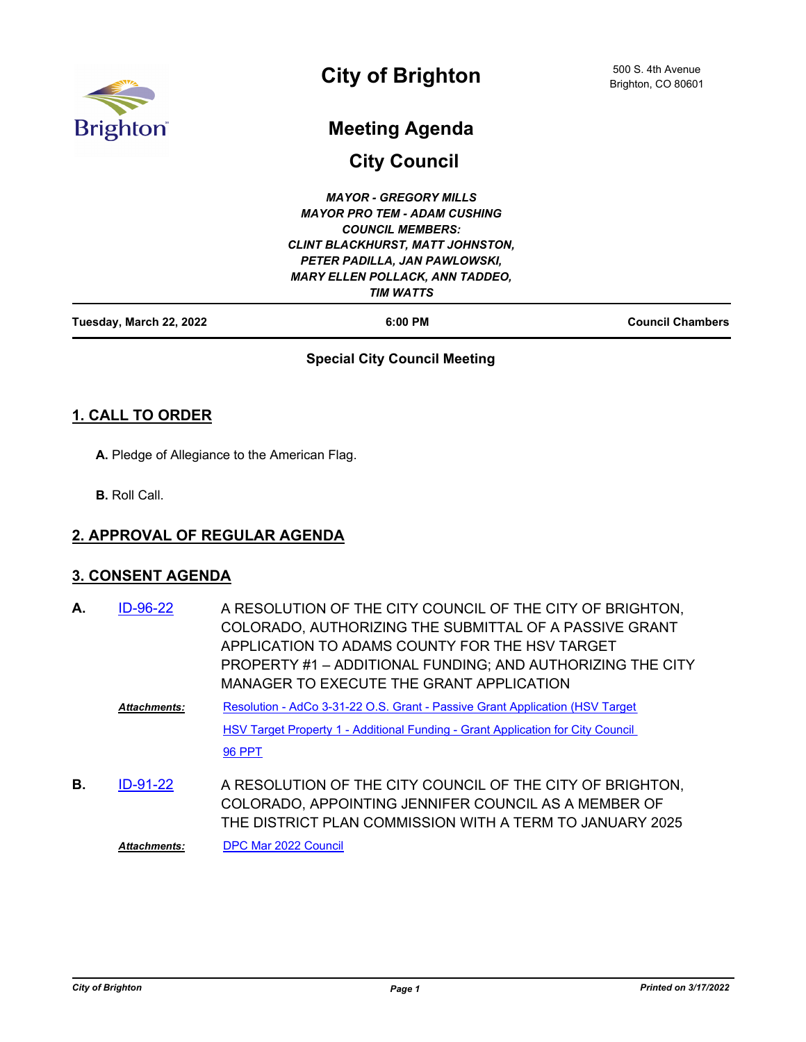# City of Brighton

500 S. 4th Avenue
Brighton, CO 80601

## Meeting Agenda

## City Council

***MAYOR - GREGORY MILLS***
***MAYOR PRO TEM - ADAM CUSHING***
***COUNCIL MEMBERS:***
***CLINT BLACKHURST, MATT JOHNSTON,***
***PETER PADILLA, JAN PAWLOWSKI,***
***MARY ELLEN POLLACK, ANN TADDEO,***
***TIM WATTS***

**Tuesday, March 22, 2022** | **6:00 PM** | **Council Chambers**

**Special City Council Meeting**

## 1. CALL TO ORDER

**A.** Pledge of Allegiance to the American Flag.

**B.** Roll Call.

## 2. APPROVAL OF REGULAR AGENDA

## 3. CONSENT AGENDA

**A.** ID-96-22 — A RESOLUTION OF THE CITY COUNCIL OF THE CITY OF BRIGHTON, COLORADO, AUTHORIZING THE SUBMITTAL OF A PASSIVE GRANT APPLICATION TO ADAMS COUNTY FOR THE HSV TARGET PROPERTY #1 – ADDITIONAL FUNDING; AND AUTHORIZING THE CITY MANAGER TO EXECUTE THE GRANT APPLICATION

***Attachments:***
- Resolution - AdCo 3-31-22 O.S. Grant - Passive Grant Application (HSV Target
- HSV Target Property 1 - Additional Funding - Grant Application for City Council
- 96 PPT

**B.** ID-91-22 — A RESOLUTION OF THE CITY COUNCIL OF THE CITY OF BRIGHTON, COLORADO, APPOINTING JENNIFER COUNCIL AS A MEMBER OF THE DISTRICT PLAN COMMISSION WITH A TERM TO JANUARY 2025

***Attachments:***
- DPC Mar 2022 Council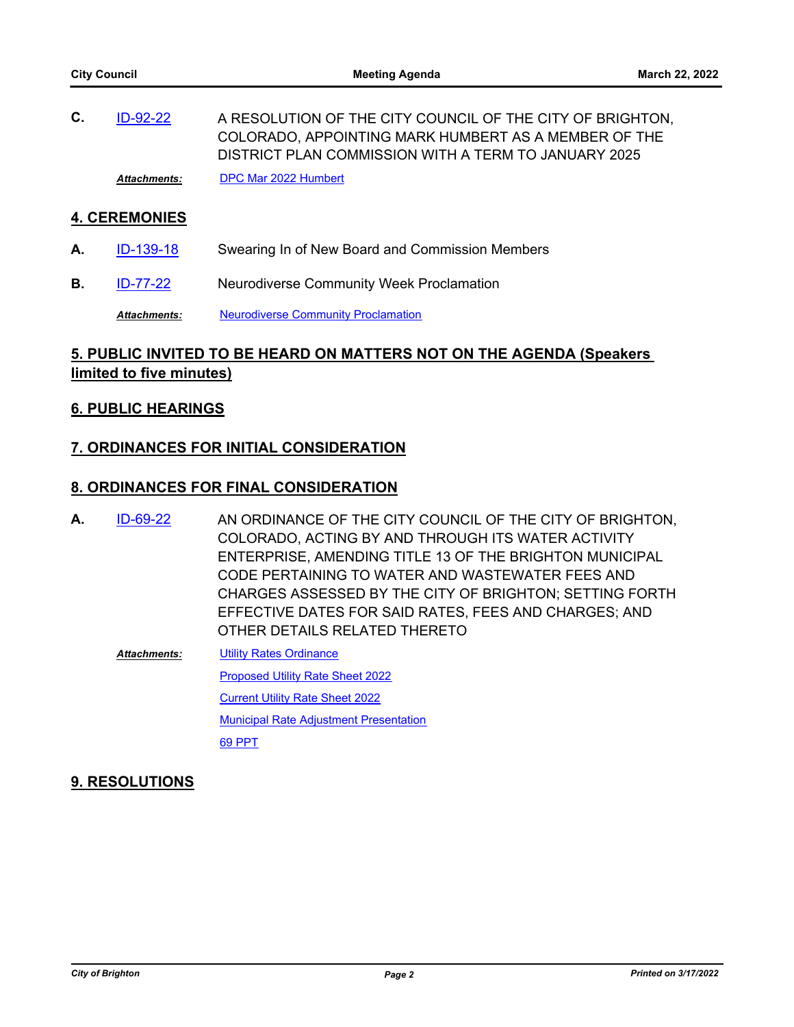**C.** ID-92-22 A RESOLUTION OF THE CITY COUNCIL OF THE CITY OF BRIGHTON, COLORADO, APPOINTING MARK HUMBERT AS A MEMBER OF THE DISTRICT PLAN COMMISSION WITH A TERM TO JANUARY 2025

*Attachments:* DPC Mar 2022 Humbert

## 4. CEREMONIES

**A.** ID-139-18 Swearing In of New Board and Commission Members

**B.** ID-77-22 Neurodiverse Community Week Proclamation

*Attachments:* Neurodiverse Community Proclamation

## 5. PUBLIC INVITED TO BE HEARD ON MATTERS NOT ON THE AGENDA (Speakers limited to five minutes)

## 6. PUBLIC HEARINGS

## 7. ORDINANCES FOR INITIAL CONSIDERATION

## 8. ORDINANCES FOR FINAL CONSIDERATION

**A.** ID-69-22 AN ORDINANCE OF THE CITY COUNCIL OF THE CITY OF BRIGHTON, COLORADO, ACTING BY AND THROUGH ITS WATER ACTIVITY ENTERPRISE, AMENDING TITLE 13 OF THE BRIGHTON MUNICIPAL CODE PERTAINING TO WATER AND WASTEWATER FEES AND CHARGES ASSESSED BY THE CITY OF BRIGHTON; SETTING FORTH EFFECTIVE DATES FOR SAID RATES, FEES AND CHARGES; AND OTHER DETAILS RELATED THERETO

*Attachments:* Utility Rates Ordinance
Proposed Utility Rate Sheet 2022
Current Utility Rate Sheet 2022
Municipal Rate Adjustment Presentation
69 PPT

## 9. RESOLUTIONS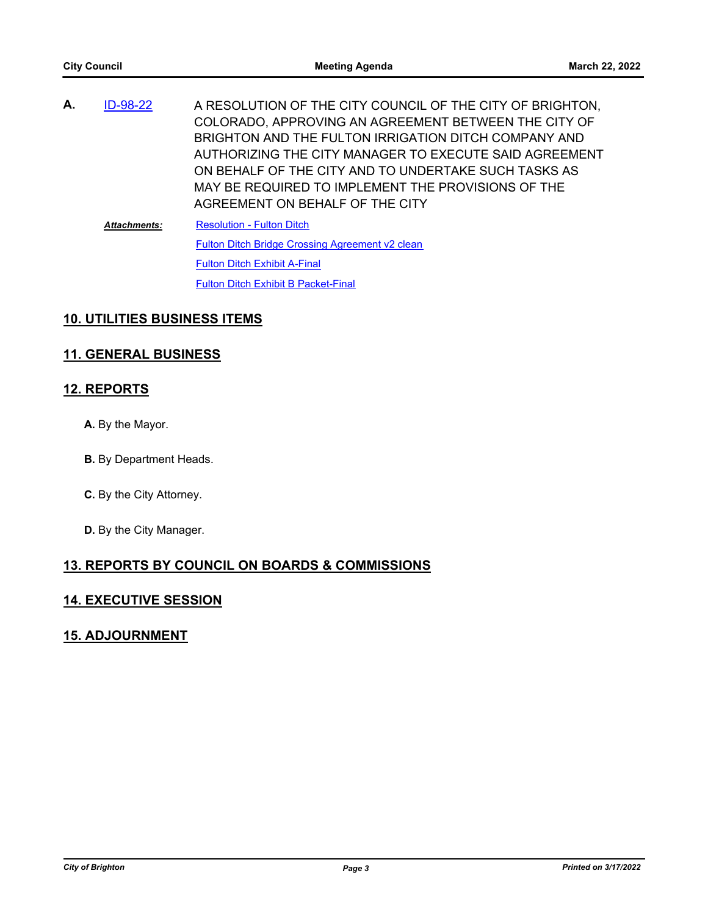**A.** ID-98-22 A RESOLUTION OF THE CITY COUNCIL OF THE CITY OF BRIGHTON, COLORADO, APPROVING AN AGREEMENT BETWEEN THE CITY OF BRIGHTON AND THE FULTON IRRIGATION DITCH COMPANY AND AUTHORIZING THE CITY MANAGER TO EXECUTE SAID AGREEMENT ON BEHALF OF THE CITY AND TO UNDERTAKE SUCH TASKS AS MAY BE REQUIRED TO IMPLEMENT THE PROVISIONS OF THE AGREEMENT ON BEHALF OF THE CITY

***Attachments:*** Resolution - Fulton Ditch
Fulton Ditch Bridge Crossing Agreement v2 clean
Fulton Ditch Exhibit A-Final
Fulton Ditch Exhibit B Packet-Final

## 10. UTILITIES BUSINESS ITEMS

## 11. GENERAL BUSINESS

## 12. REPORTS

**A.** By the Mayor.

**B.** By Department Heads.

**C.** By the City Attorney.

**D.** By the City Manager.

## 13. REPORTS BY COUNCIL ON BOARDS & COMMISSIONS

## 14. EXECUTIVE SESSION

## 15. ADJOURNMENT